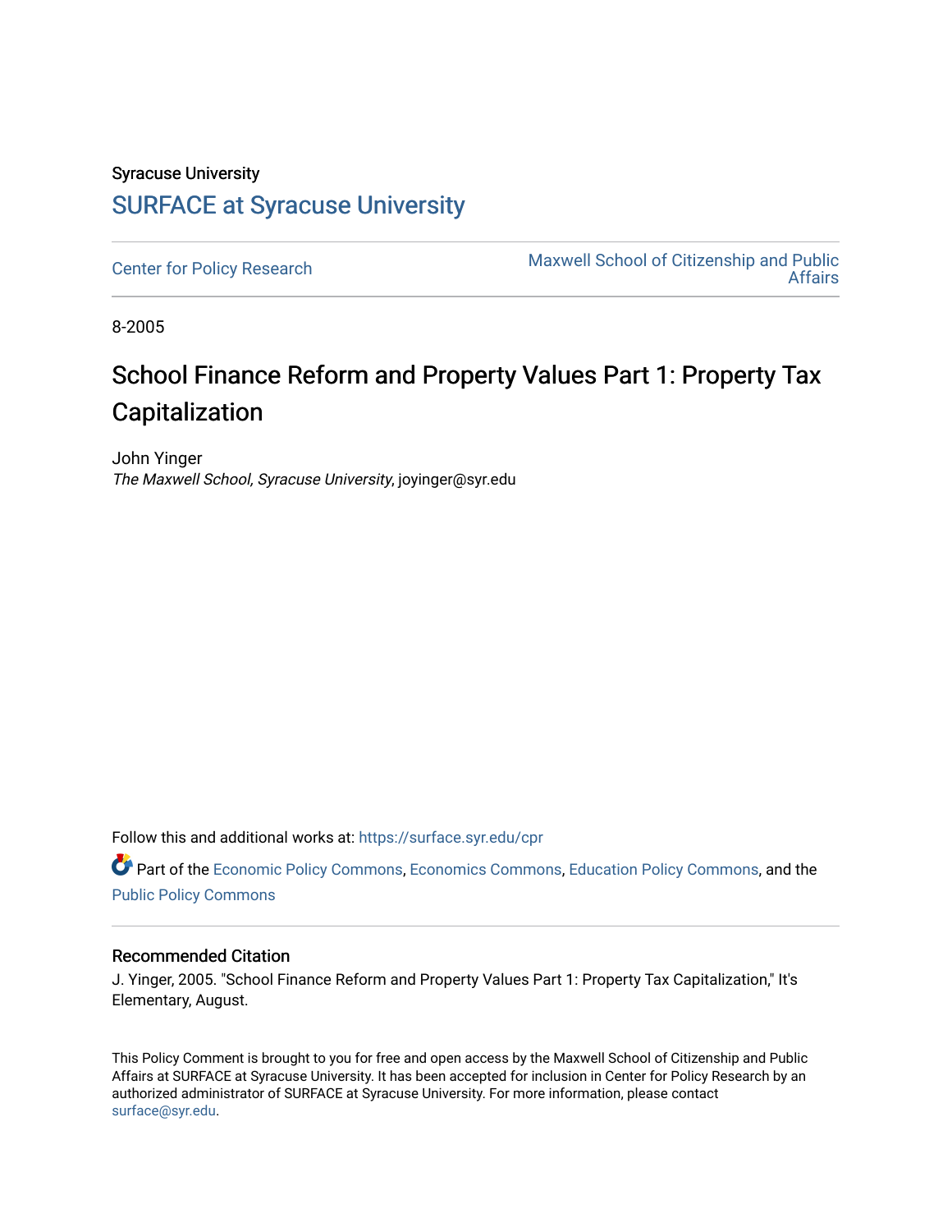Syracuse University

# SURFACE at Syracuse University

Center for Policy Research

Maxwell School of Citizenship and Public Affairs

8-2005

# School Finance Reform and Property Values Part 1: Property Tax Capitalization

John Yinger

*The Maxwell School, Syracuse University*, joyinger@syr.edu

Follow this and additional works at: https://surface.syr.edu/cpr

Part of the Economic Policy Commons, Economics Commons, Education Policy Commons, and the Public Policy Commons

## Recommended Citation

J. Yinger, 2005. "School Finance Reform and Property Values Part 1: Property Tax Capitalization," It's Elementary, August.

This Policy Comment is brought to you for free and open access by the Maxwell School of Citizenship and Public Affairs at SURFACE at Syracuse University. It has been accepted for inclusion in Center for Policy Research by an authorized administrator of SURFACE at Syracuse University. For more information, please contact surface@syr.edu.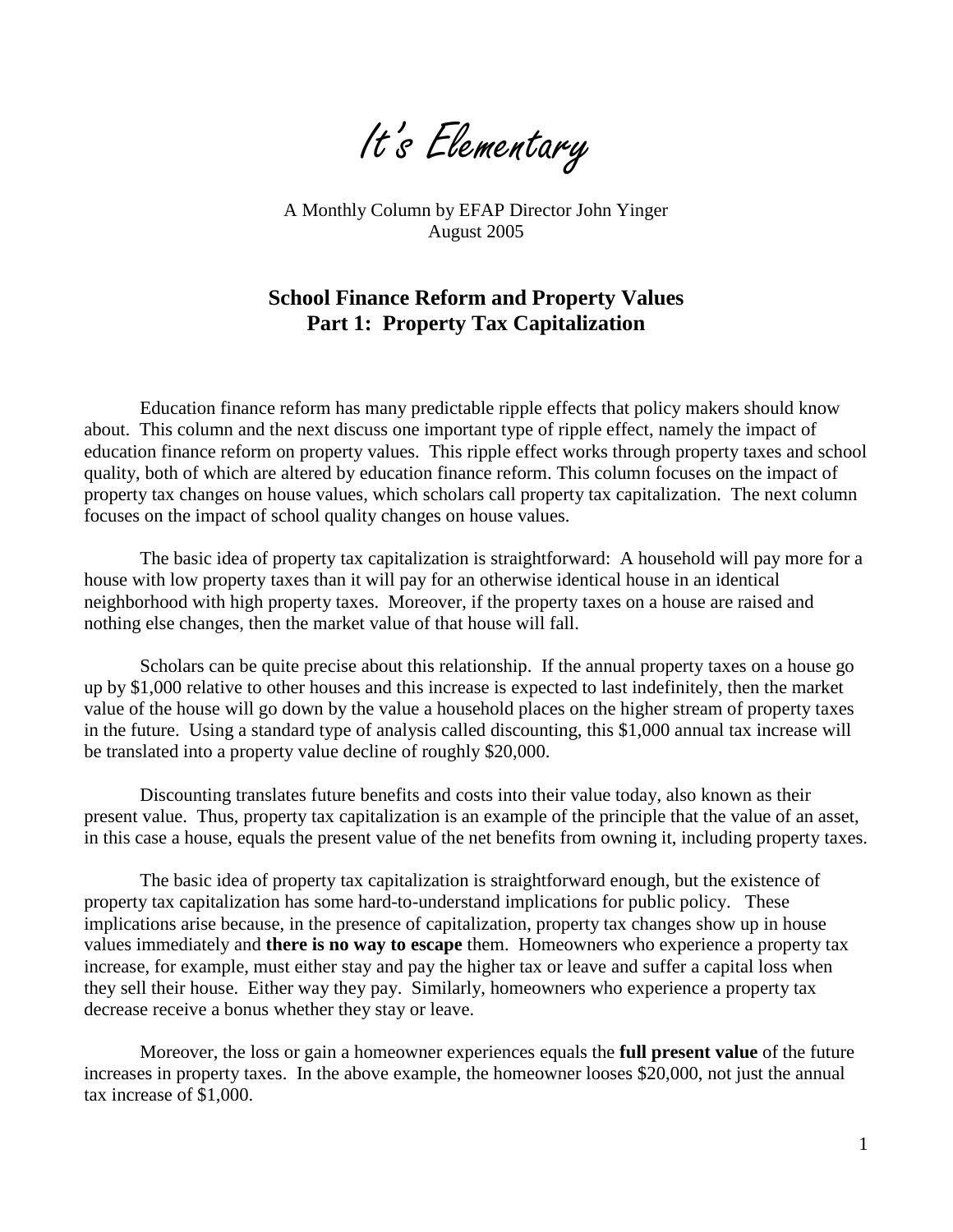# It's Elementary

A Monthly Column by EFAP Director John Yinger
August 2005

## School Finance Reform and Property Values
## Part 1: Property Tax Capitalization

Education finance reform has many predictable ripple effects that policy makers should know about. This column and the next discuss one important type of ripple effect, namely the impact of education finance reform on property values. This ripple effect works through property taxes and school quality, both of which are altered by education finance reform. This column focuses on the impact of property tax changes on house values, which scholars call property tax capitalization. The next column focuses on the impact of school quality changes on house values.

The basic idea of property tax capitalization is straightforward: A household will pay more for a house with low property taxes than it will pay for an otherwise identical house in an identical neighborhood with high property taxes. Moreover, if the property taxes on a house are raised and nothing else changes, then the market value of that house will fall.

Scholars can be quite precise about this relationship. If the annual property taxes on a house go up by $1,000 relative to other houses and this increase is expected to last indefinitely, then the market value of the house will go down by the value a household places on the higher stream of property taxes in the future. Using a standard type of analysis called discounting, this $1,000 annual tax increase will be translated into a property value decline of roughly $20,000.

Discounting translates future benefits and costs into their value today, also known as their present value. Thus, property tax capitalization is an example of the principle that the value of an asset, in this case a house, equals the present value of the net benefits from owning it, including property taxes.

The basic idea of property tax capitalization is straightforward enough, but the existence of property tax capitalization has some hard-to-understand implications for public policy. These implications arise because, in the presence of capitalization, property tax changes show up in house values immediately and **there is no way to escape** them. Homeowners who experience a property tax increase, for example, must either stay and pay the higher tax or leave and suffer a capital loss when they sell their house. Either way they pay. Similarly, homeowners who experience a property tax decrease receive a bonus whether they stay or leave.

Moreover, the loss or gain a homeowner experiences equals the **full present value** of the future increases in property taxes. In the above example, the homeowner looses $20,000, not just the annual tax increase of $1,000.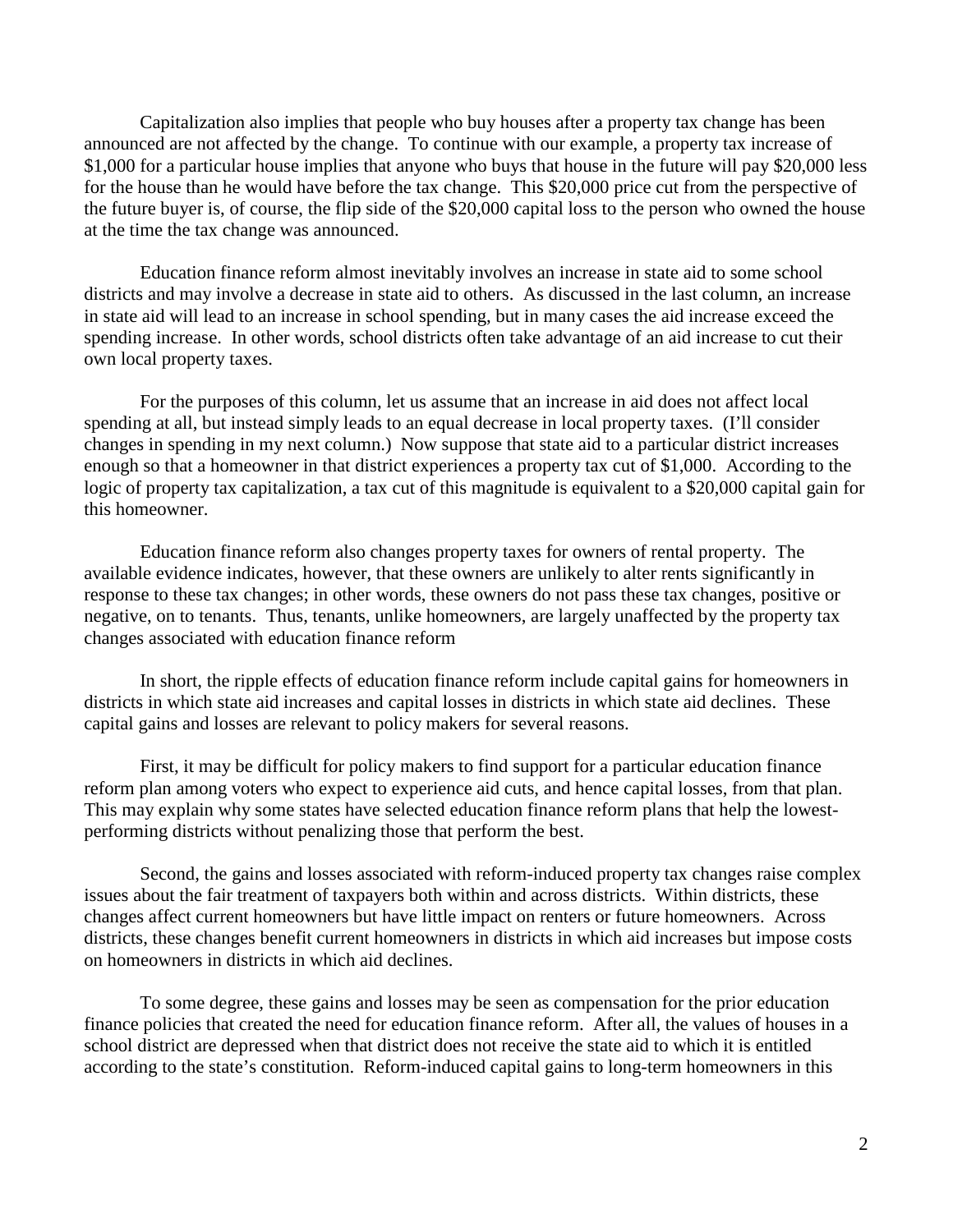Capitalization also implies that people who buy houses after a property tax change has been announced are not affected by the change. To continue with our example, a property tax increase of $1,000 for a particular house implies that anyone who buys that house in the future will pay $20,000 less for the house than he would have before the tax change. This $20,000 price cut from the perspective of the future buyer is, of course, the flip side of the $20,000 capital loss to the person who owned the house at the time the tax change was announced.

Education finance reform almost inevitably involves an increase in state aid to some school districts and may involve a decrease in state aid to others. As discussed in the last column, an increase in state aid will lead to an increase in school spending, but in many cases the aid increase exceed the spending increase. In other words, school districts often take advantage of an aid increase to cut their own local property taxes.

For the purposes of this column, let us assume that an increase in aid does not affect local spending at all, but instead simply leads to an equal decrease in local property taxes. (I'll consider changes in spending in my next column.) Now suppose that state aid to a particular district increases enough so that a homeowner in that district experiences a property tax cut of $1,000. According to the logic of property tax capitalization, a tax cut of this magnitude is equivalent to a $20,000 capital gain for this homeowner.

Education finance reform also changes property taxes for owners of rental property. The available evidence indicates, however, that these owners are unlikely to alter rents significantly in response to these tax changes; in other words, these owners do not pass these tax changes, positive or negative, on to tenants. Thus, tenants, unlike homeowners, are largely unaffected by the property tax changes associated with education finance reform

In short, the ripple effects of education finance reform include capital gains for homeowners in districts in which state aid increases and capital losses in districts in which state aid declines. These capital gains and losses are relevant to policy makers for several reasons.

First, it may be difficult for policy makers to find support for a particular education finance reform plan among voters who expect to experience aid cuts, and hence capital losses, from that plan. This may explain why some states have selected education finance reform plans that help the lowest-performing districts without penalizing those that perform the best.

Second, the gains and losses associated with reform-induced property tax changes raise complex issues about the fair treatment of taxpayers both within and across districts. Within districts, these changes affect current homeowners but have little impact on renters or future homeowners. Across districts, these changes benefit current homeowners in districts in which aid increases but impose costs on homeowners in districts in which aid declines.

To some degree, these gains and losses may be seen as compensation for the prior education finance policies that created the need for education finance reform. After all, the values of houses in a school district are depressed when that district does not receive the state aid to which it is entitled according to the state's constitution. Reform-induced capital gains to long-term homeowners in this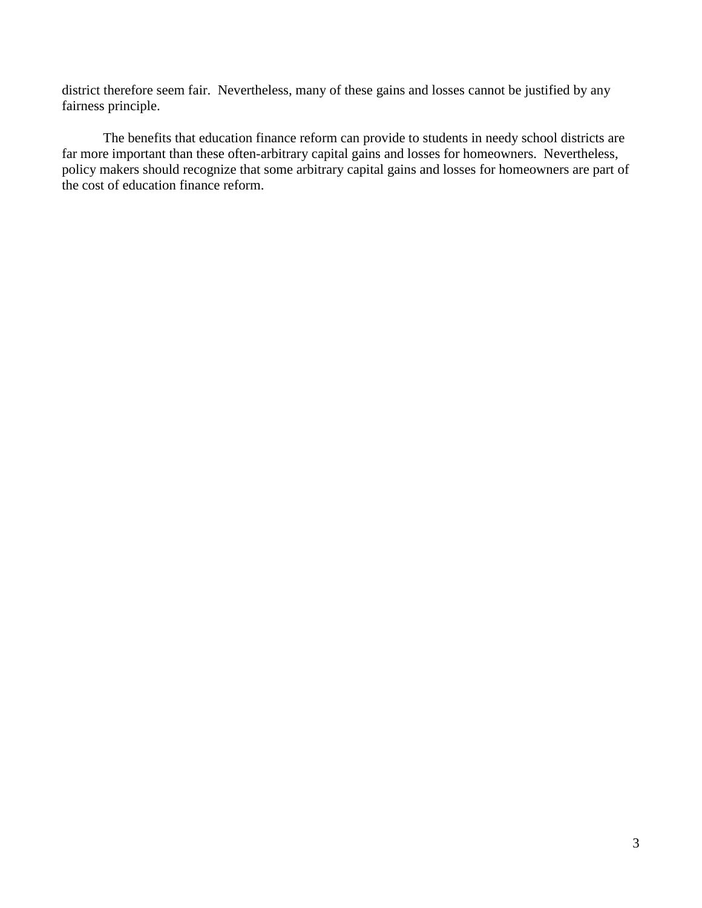district therefore seem fair. Nevertheless, many of these gains and losses cannot be justified by any fairness principle.

The benefits that education finance reform can provide to students in needy school districts are far more important than these often-arbitrary capital gains and losses for homeowners. Nevertheless, policy makers should recognize that some arbitrary capital gains and losses for homeowners are part of the cost of education finance reform.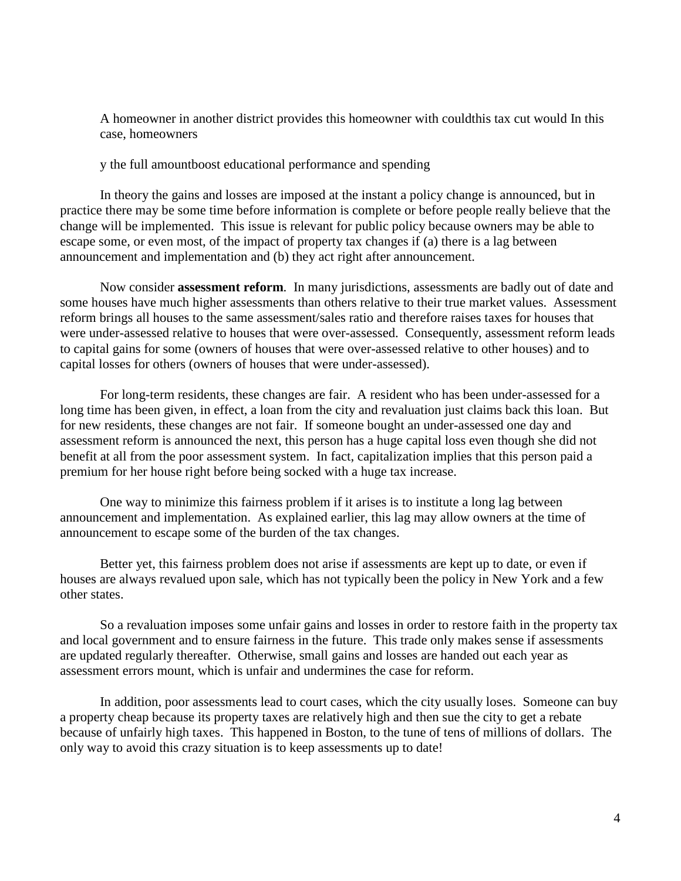A homeowner in another district provides this homeowner with couldthis tax cut would In this case, homeowners

y the full amountboost educational performance and spending

In theory the gains and losses are imposed at the instant a policy change is announced, but in practice there may be some time before information is complete or before people really believe that the change will be implemented. This issue is relevant for public policy because owners may be able to escape some, or even most, of the impact of property tax changes if (a) there is a lag between announcement and implementation and (b) they act right after announcement.

Now consider **assessment reform**. In many jurisdictions, assessments are badly out of date and some houses have much higher assessments than others relative to their true market values. Assessment reform brings all houses to the same assessment/sales ratio and therefore raises taxes for houses that were under-assessed relative to houses that were over-assessed. Consequently, assessment reform leads to capital gains for some (owners of houses that were over-assessed relative to other houses) and to capital losses for others (owners of houses that were under-assessed).

For long-term residents, these changes are fair. A resident who has been under-assessed for a long time has been given, in effect, a loan from the city and revaluation just claims back this loan. But for new residents, these changes are not fair. If someone bought an under-assessed one day and assessment reform is announced the next, this person has a huge capital loss even though she did not benefit at all from the poor assessment system. In fact, capitalization implies that this person paid a premium for her house right before being socked with a huge tax increase.

One way to minimize this fairness problem if it arises is to institute a long lag between announcement and implementation. As explained earlier, this lag may allow owners at the time of announcement to escape some of the burden of the tax changes.

Better yet, this fairness problem does not arise if assessments are kept up to date, or even if houses are always revalued upon sale, which has not typically been the policy in New York and a few other states.

So a revaluation imposes some unfair gains and losses in order to restore faith in the property tax and local government and to ensure fairness in the future. This trade only makes sense if assessments are updated regularly thereafter. Otherwise, small gains and losses are handed out each year as assessment errors mount, which is unfair and undermines the case for reform.

In addition, poor assessments lead to court cases, which the city usually loses. Someone can buy a property cheap because its property taxes are relatively high and then sue the city to get a rebate because of unfairly high taxes. This happened in Boston, to the tune of tens of millions of dollars. The only way to avoid this crazy situation is to keep assessments up to date!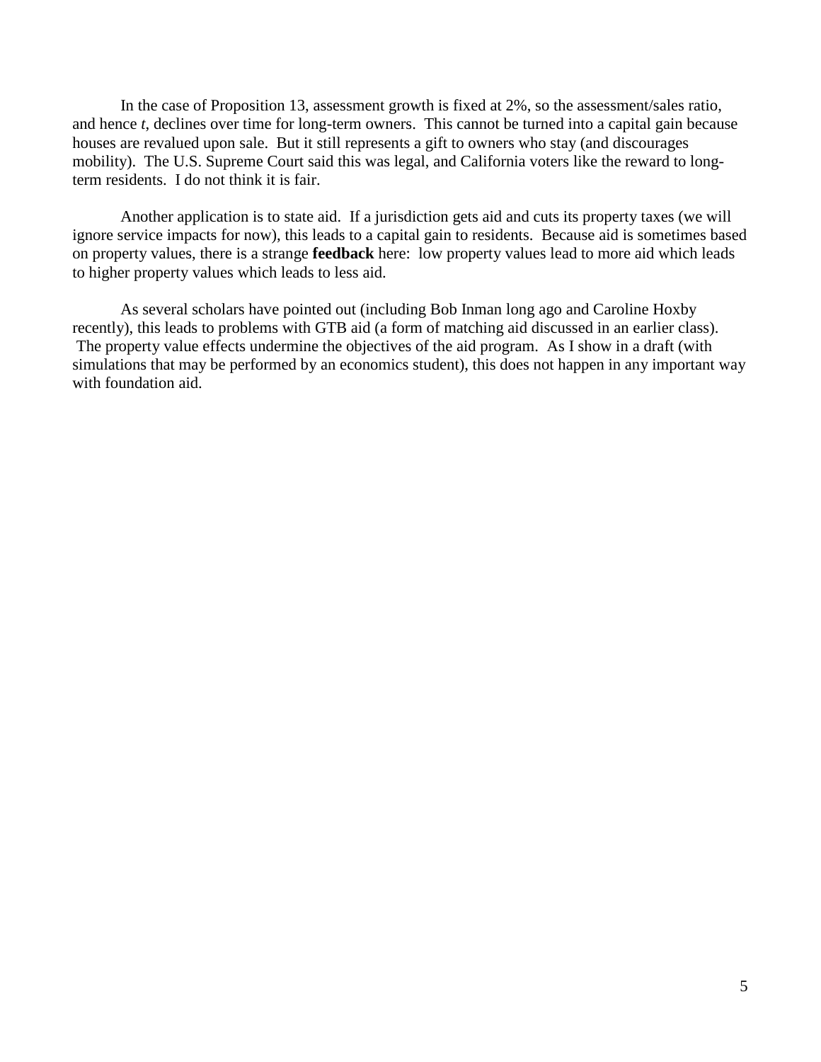In the case of Proposition 13, assessment growth is fixed at 2%, so the assessment/sales ratio, and hence $t$, declines over time for long-term owners. This cannot be turned into a capital gain because houses are revalued upon sale. But it still represents a gift to owners who stay (and discourages mobility). The U.S. Supreme Court said this was legal, and California voters like the reward to long-term residents. I do not think it is fair.

Another application is to state aid. If a jurisdiction gets aid and cuts its property taxes (we will ignore service impacts for now), this leads to a capital gain to residents. Because aid is sometimes based on property values, there is a strange **feedback** here: low property values lead to more aid which leads to higher property values which leads to less aid.

As several scholars have pointed out (including Bob Inman long ago and Caroline Hoxby recently), this leads to problems with GTB aid (a form of matching aid discussed in an earlier class). The property value effects undermine the objectives of the aid program. As I show in a draft (with simulations that may be performed by an economics student), this does not happen in any important way with foundation aid.